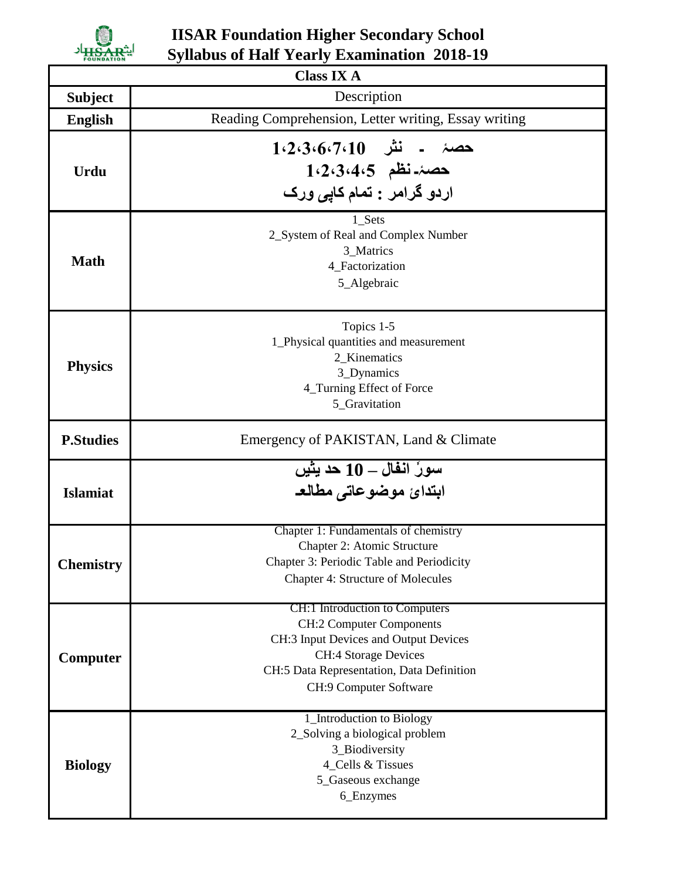# IISAR Foundation Higher Secondary School
## Syllabus of Half Yearly Examination 2018-19

| Class IX A | |
|---|---|
| **Subject** | Description |
| **English** | Reading Comprehension, Letter writing, Essay writing |
| **Urdu** | حصۂ - نثر 1،2،3،6،7،10<br>حصۂ۔ نظم 1،2،3،4،5<br>اردو گرامر : تمام کاپی ورک |
| **Math** | 1_Sets<br>2_System of Real and Complex Number<br>3_Matrics<br>4_Factorization<br>5_Algebraic |
| **Physics** | Topics 1-5<br>1_Physical quantities and measurement<br>2_Kinematics<br>3_Dynamics<br>4_Turning Effect of Force<br>5_Gravitation |
| **P.Studies** | Emergency of PAKISTAN, Land & Climate |
| **Islamiat** | سورۂ انفال – 10 حد یثیں<br>ابتدائ موضوعاتی مطالعہ |
| **Chemistry** | Chapter 1: Fundamentals of chemistry<br>Chapter 2: Atomic Structure<br>Chapter 3: Periodic Table and Periodicity<br>Chapter 4: Structure of Molecules |
| **Computer** | CH:1 Introduction to Computers<br>CH:2 Computer Components<br>CH:3 Input Devices and Output Devices<br>CH:4 Storage Devices<br>CH:5 Data Representation, Data Definition<br>CH:9 Computer Software |
| **Biology** | 1_Introduction to Biology<br>2_Solving a biological problem<br>3_Biodiversity<br>4_Cells & Tissues<br>5_Gaseous exchange<br>6_Enzymes |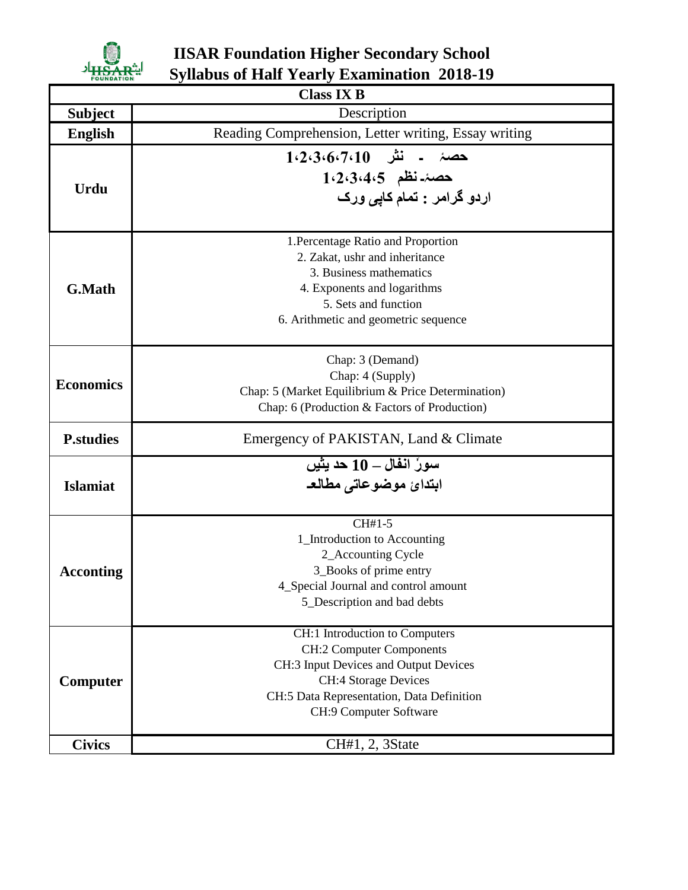# IISAR Foundation Higher Secondary School

## Syllabus of Half Yearly Examination 2018-19

| Class IX B | |
|---|---|
| **Subject** | Description |
| **English** | Reading Comprehension, Letter writing, Essay writing |
| **Urdu** | حصۂ - نثر 1،2،3،6،7،10<br>حصۂ۔نظم 1،2،3،4،5<br>اردو گرامر : تمام کاپی ورک |
| **G.Math** | 1.Percentage Ratio and Proportion<br>2. Zakat, ushr and inheritance<br>3. Business mathematics<br>4. Exponents and logarithms<br>5. Sets and function<br>6. Arithmetic and geometric sequence |
| **Economics** | Chap: 3 (Demand)<br>Chap: 4 (Supply)<br>Chap: 5 (Market Equilibrium & Price Determination)<br>Chap: 6 (Production & Factors of Production) |
| **P.studies** | Emergency of PAKISTAN, Land & Climate |
| **Islamiat** | سورۂ انفال – 10 حد یثیں<br>ابتدائ موضوعاتی مطالعہ |
| **Acconting** | CH#1-5<br>1_Introduction to Accounting<br>2_Accounting Cycle<br>3_Books of prime entry<br>4_Special Journal and control amount<br>5_Description and bad debts |
| **Computer** | CH:1 Introduction to Computers<br>CH:2 Computer Components<br>CH:3 Input Devices and Output Devices<br>CH:4 Storage Devices<br>CH:5 Data Representation, Data Definition<br>CH:9 Computer Software |
| **Civics** | CH#1, 2, 3State |